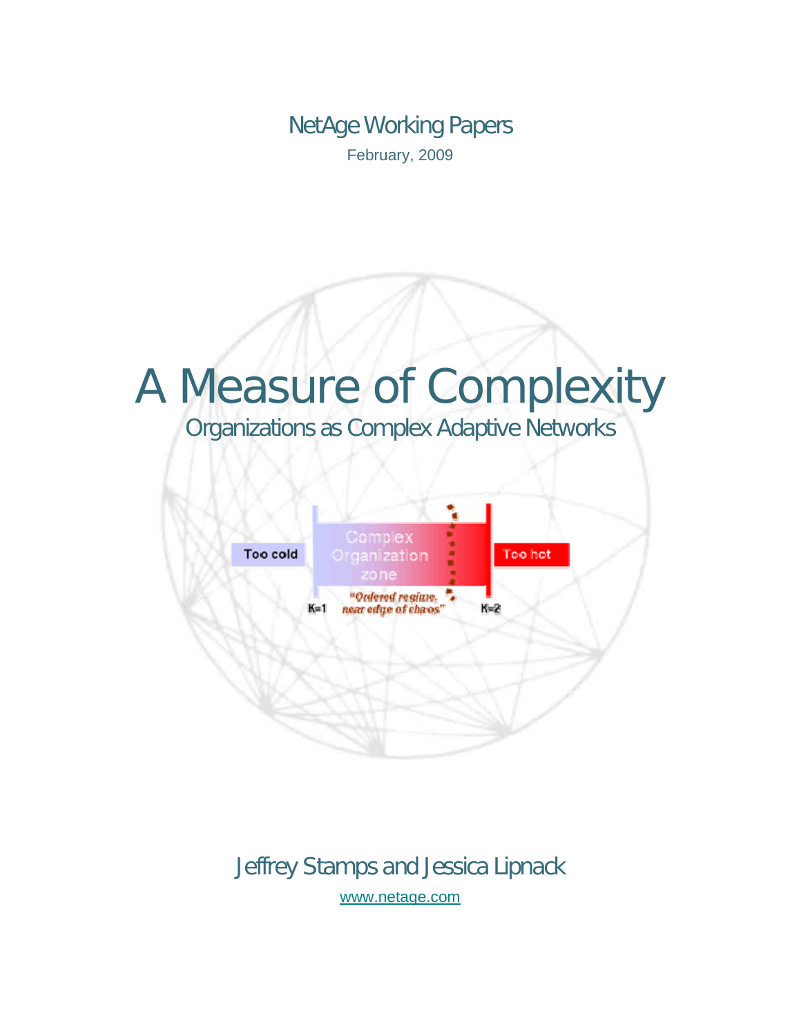NetAge Working Papers

February, 2009

# A Measure of Complexity

## Organizations as Complex Adaptive Networks

Jeffrey Stamps and Jessica Lipnack

www.netage.com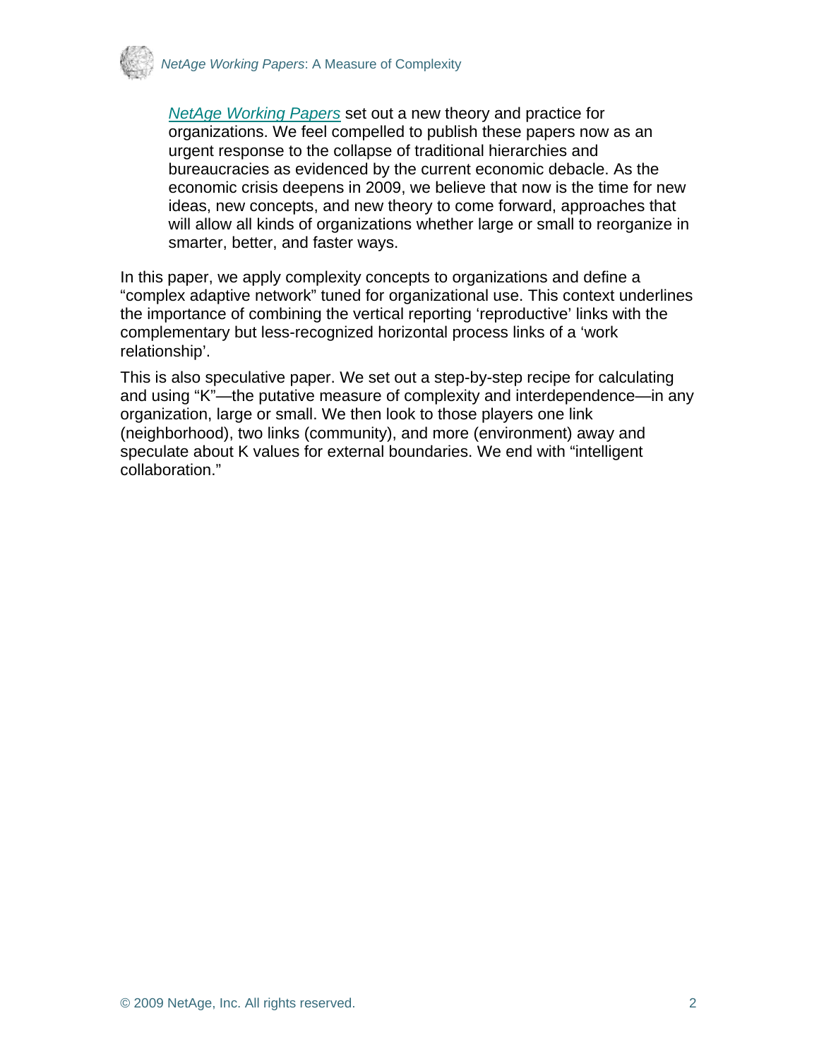> *NetAge Working Papers* set out a new theory and practice for organizations. We feel compelled to publish these papers now as an urgent response to the collapse of traditional hierarchies and bureaucracies as evidenced by the current economic debacle. As the economic crisis deepens in 2009, we believe that now is the time for new ideas, new concepts, and new theory to come forward, approaches that will allow all kinds of organizations whether large or small to reorganize in smarter, better, and faster ways.

In this paper, we apply complexity concepts to organizations and define a "complex adaptive network" tuned for organizational use. This context underlines the importance of combining the vertical reporting 'reproductive' links with the complementary but less-recognized horizontal process links of a 'work relationship'.

This is also speculative paper. We set out a step-by-step recipe for calculating and using "K"—the putative measure of complexity and interdependence—in any organization, large or small. We then look to those players one link (neighborhood), two links (community), and more (environment) away and speculate about K values for external boundaries. We end with "intelligent collaboration."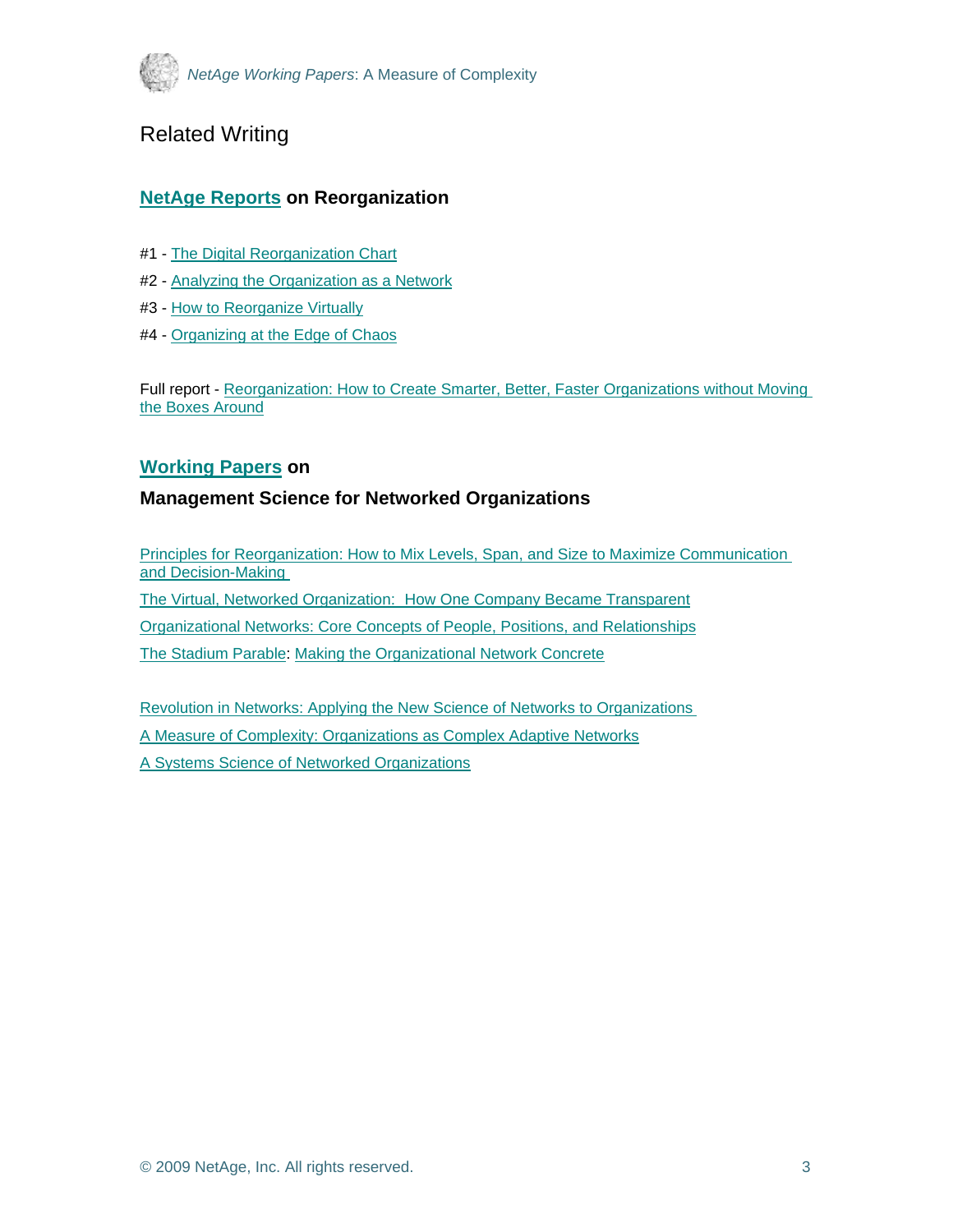# Related Writing

## NetAge Reports on Reorganization

#1 - The Digital Reorganization Chart

#2 - Analyzing the Organization as a Network

#3 - How to Reorganize Virtually

#4 - Organizing at the Edge of Chaos

Full report - Reorganization: How to Create Smarter, Better, Faster Organizations without Moving the Boxes Around

## Working Papers on

## Management Science for Networked Organizations

Principles for Reorganization: How to Mix Levels, Span, and Size to Maximize Communication and Decision-Making

The Virtual, Networked Organization: How One Company Became Transparent

Organizational Networks: Core Concepts of People, Positions, and Relationships

The Stadium Parable: Making the Organizational Network Concrete

Revolution in Networks: Applying the New Science of Networks to Organizations

A Measure of Complexity: Organizations as Complex Adaptive Networks

A Systems Science of Networked Organizations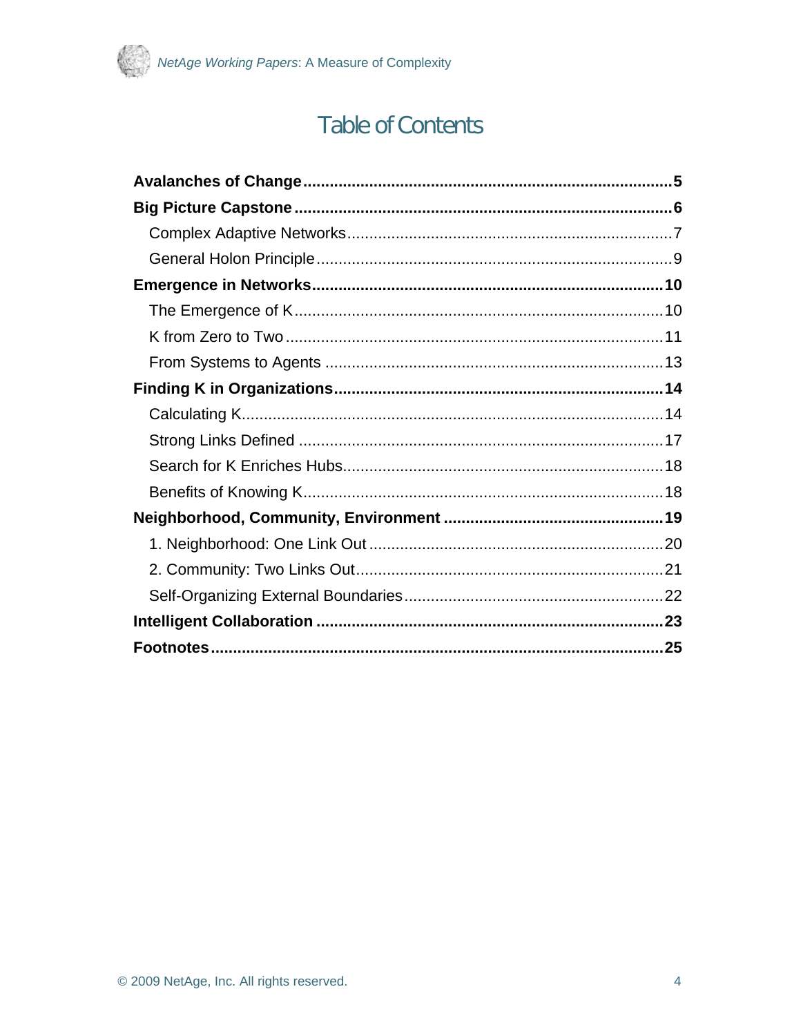# Table of Contents

**Avalanches of Change** ..... **5**

**Big Picture Capstone** ..... **6**

- Complex Adaptive Networks ..... 7
- General Holon Principle ..... 9

**Emergence in Networks** ..... **10**

- The Emergence of K ..... 10
- K from Zero to Two ..... 11
- From Systems to Agents ..... 13

**Finding K in Organizations** ..... **14**

- Calculating K ..... 14
- Strong Links Defined ..... 17
- Search for K Enriches Hubs ..... 18
- Benefits of Knowing K ..... 18

**Neighborhood, Community, Environment** ..... **19**

- 1. Neighborhood: One Link Out ..... 20
- 2. Community: Two Links Out ..... 21
- Self-Organizing External Boundaries ..... 22

**Intelligent Collaboration** ..... **23**

**Footnotes** ..... **25**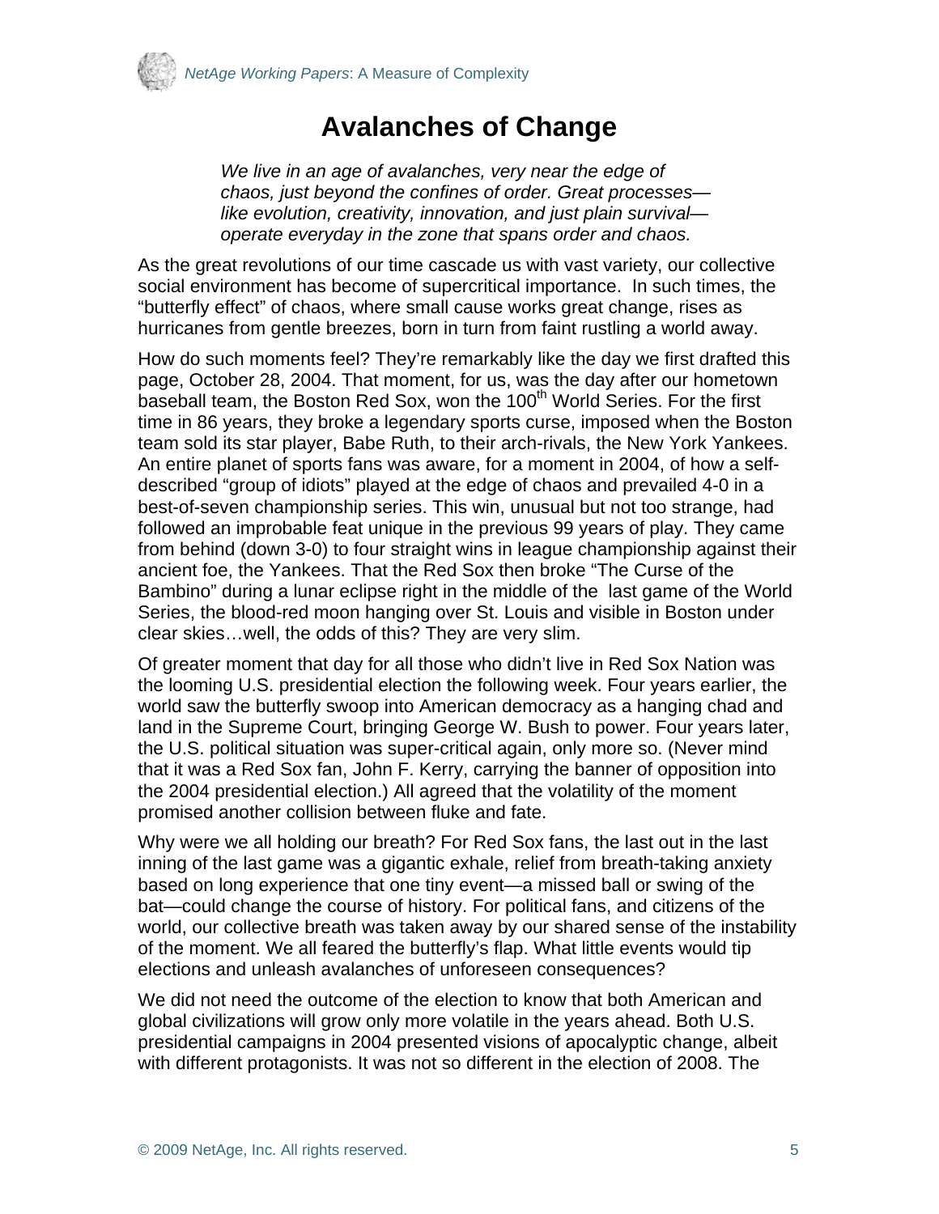# Avalanches of Change

*We live in an age of avalanches, very near the edge of chaos, just beyond the confines of order. Great processes—like evolution, creativity, innovation, and just plain survival—operate everyday in the zone that spans order and chaos.*

As the great revolutions of our time cascade us with vast variety, our collective social environment has become of supercritical importance. In such times, the "butterfly effect" of chaos, where small cause works great change, rises as hurricanes from gentle breezes, born in turn from faint rustling a world away.

How do such moments feel? They're remarkably like the day we first drafted this page, October 28, 2004. That moment, for us, was the day after our hometown baseball team, the Boston Red Sox, won the 100th World Series. For the first time in 86 years, they broke a legendary sports curse, imposed when the Boston team sold its star player, Babe Ruth, to their arch-rivals, the New York Yankees. An entire planet of sports fans was aware, for a moment in 2004, of how a self-described "group of idiots" played at the edge of chaos and prevailed 4-0 in a best-of-seven championship series. This win, unusual but not too strange, had followed an improbable feat unique in the previous 99 years of play. They came from behind (down 3-0) to four straight wins in league championship against their ancient foe, the Yankees. That the Red Sox then broke "The Curse of the Bambino" during a lunar eclipse right in the middle of the last game of the World Series, the blood-red moon hanging over St. Louis and visible in Boston under clear skies…well, the odds of this? They are very slim.

Of greater moment that day for all those who didn't live in Red Sox Nation was the looming U.S. presidential election the following week. Four years earlier, the world saw the butterfly swoop into American democracy as a hanging chad and land in the Supreme Court, bringing George W. Bush to power. Four years later, the U.S. political situation was super-critical again, only more so. (Never mind that it was a Red Sox fan, John F. Kerry, carrying the banner of opposition into the 2004 presidential election.) All agreed that the volatility of the moment promised another collision between fluke and fate.

Why were we all holding our breath? For Red Sox fans, the last out in the last inning of the last game was a gigantic exhale, relief from breath-taking anxiety based on long experience that one tiny event—a missed ball or swing of the bat—could change the course of history. For political fans, and citizens of the world, our collective breath was taken away by our shared sense of the instability of the moment. We all feared the butterfly's flap. What little events would tip elections and unleash avalanches of unforeseen consequences?

We did not need the outcome of the election to know that both American and global civilizations will grow only more volatile in the years ahead. Both U.S. presidential campaigns in 2004 presented visions of apocalyptic change, albeit with different protagonists. It was not so different in the election of 2008. The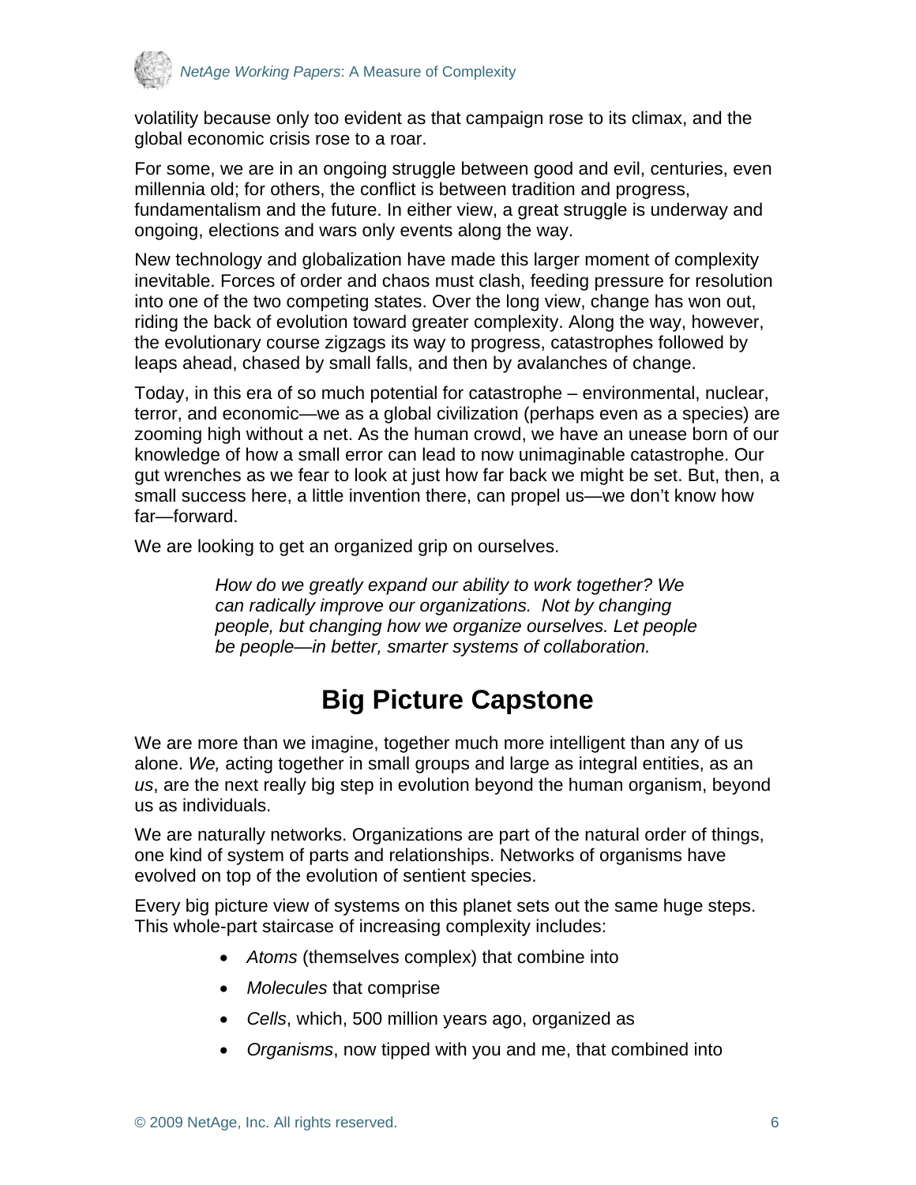volatility because only too evident as that campaign rose to its climax, and the global economic crisis rose to a roar.

For some, we are in an ongoing struggle between good and evil, centuries, even millennia old; for others, the conflict is between tradition and progress, fundamentalism and the future. In either view, a great struggle is underway and ongoing, elections and wars only events along the way.

New technology and globalization have made this larger moment of complexity inevitable. Forces of order and chaos must clash, feeding pressure for resolution into one of the two competing states. Over the long view, change has won out, riding the back of evolution toward greater complexity. Along the way, however, the evolutionary course zigzags its way to progress, catastrophes followed by leaps ahead, chased by small falls, and then by avalanches of change.

Today, in this era of so much potential for catastrophe – environmental, nuclear, terror, and economic—we as a global civilization (perhaps even as a species) are zooming high without a net. As the human crowd, we have an unease born of our knowledge of how a small error can lead to now unimaginable catastrophe. Our gut wrenches as we fear to look at just how far back we might be set. But, then, a small success here, a little invention there, can propel us—we don't know how far—forward.

We are looking to get an organized grip on ourselves.

> *How do we greatly expand our ability to work together? We can radically improve our organizations. Not by changing people, but changing how we organize ourselves. Let people be people—in better, smarter systems of collaboration.*

## Big Picture Capstone

We are more than we imagine, together much more intelligent than any of us alone. *We,* acting together in small groups and large as integral entities, as an *us*, are the next really big step in evolution beyond the human organism, beyond us as individuals.

We are naturally networks. Organizations are part of the natural order of things, one kind of system of parts and relationships. Networks of organisms have evolved on top of the evolution of sentient species.

Every big picture view of systems on this planet sets out the same huge steps. This whole-part staircase of increasing complexity includes:

- *Atoms* (themselves complex) that combine into
- *Molecules* that comprise
- *Cells*, which, 500 million years ago, organized as
- *Organisms*, now tipped with you and me, that combined into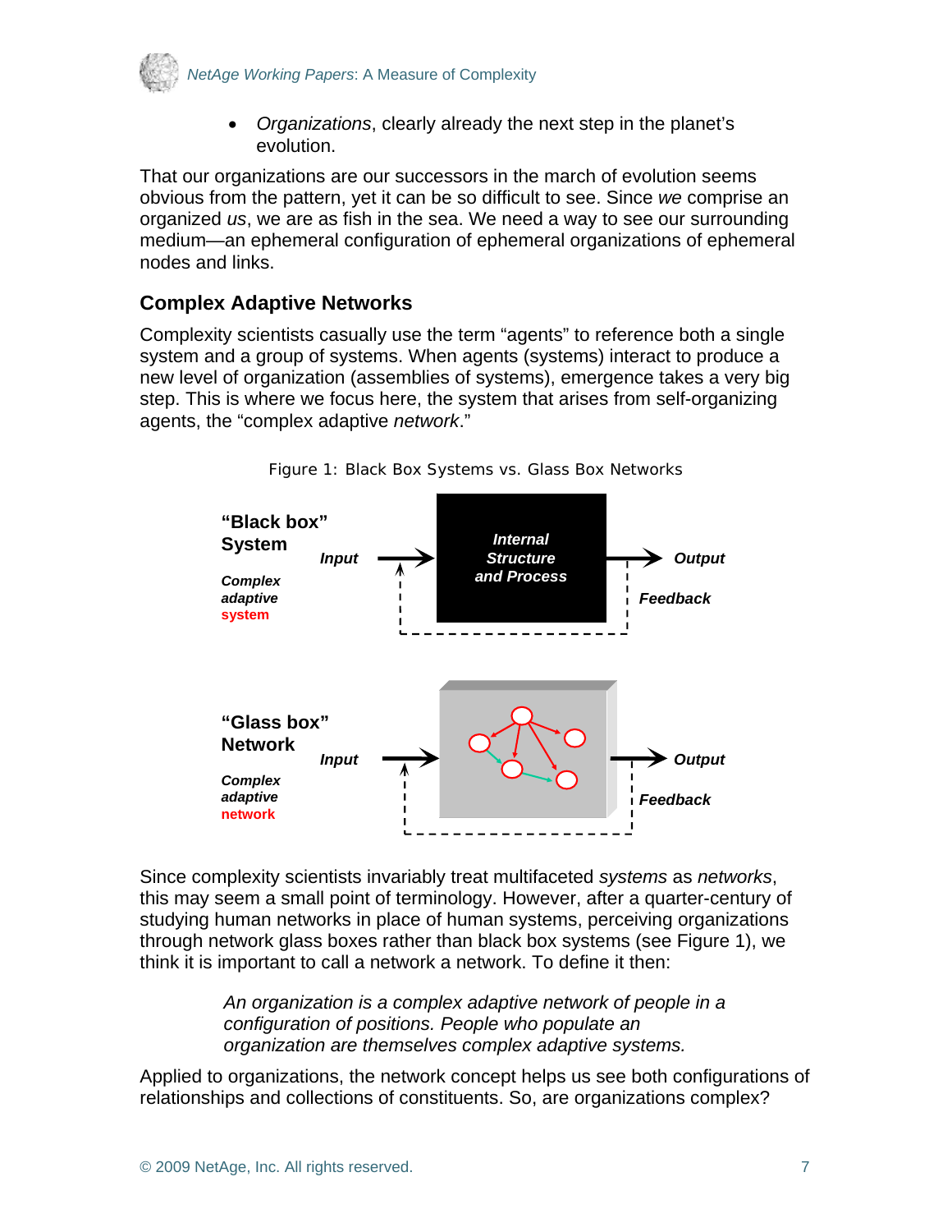- *Organizations*, clearly already the next step in the planet's evolution.

That our organizations are our successors in the march of evolution seems obvious from the pattern, yet it can be so difficult to see. Since *we* comprise an organized *us*, we are as fish in the sea. We need a way to see our surrounding medium—an ephemeral configuration of ephemeral organizations of ephemeral nodes and links.

## Complex Adaptive Networks

Complexity scientists casually use the term "agents" to reference both a single system and a group of systems. When agents (systems) interact to produce a new level of organization (assemblies of systems), emergence takes a very big step. This is where we focus here, the system that arises from self-organizing agents, the "complex adaptive *network*."

Figure 1: Black Box Systems vs. Glass Box Networks

**"Black box" System**

***Complex adaptive system***

***Input*** → ***Internal Structure and Process*** → ***Output***

***Feedback***

**"Glass box" Network**

***Complex adaptive network***

***Input*** → → ***Output***

***Feedback***

Since complexity scientists invariably treat multifaceted *systems* as *networks*, this may seem a small point of terminology. However, after a quarter-century of studying human networks in place of human systems, perceiving organizations through network glass boxes rather than black box systems (see Figure 1), we think it is important to call a network a network. To define it then:

> *An organization is a complex adaptive network of people in a configuration of positions. People who populate an organization are themselves complex adaptive systems.*

Applied to organizations, the network concept helps us see both configurations of relationships and collections of constituents. So, are organizations complex?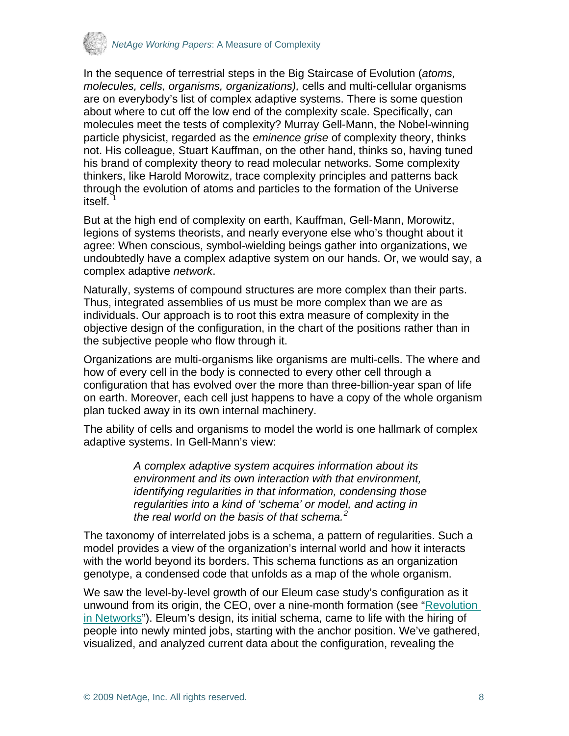In the sequence of terrestrial steps in the Big Staircase of Evolution (*atoms, molecules, cells, organisms, organizations),* cells and multi-cellular organisms are on everybody's list of complex adaptive systems. There is some question about where to cut off the low end of the complexity scale. Specifically, can molecules meet the tests of complexity? Murray Gell-Mann, the Nobel-winning particle physicist, regarded as the *eminence grise* of complexity theory, thinks not. His colleague, Stuart Kauffman, on the other hand, thinks so, having tuned his brand of complexity theory to read molecular networks. Some complexity thinkers, like Harold Morowitz, trace complexity principles and patterns back through the evolution of atoms and particles to the formation of the Universe itself. [1]

But at the high end of complexity on earth, Kauffman, Gell-Mann, Morowitz, legions of systems theorists, and nearly everyone else who's thought about it agree: When conscious, symbol-wielding beings gather into organizations, we undoubtedly have a complex adaptive system on our hands. Or, we would say, a complex adaptive *network*.

Naturally, systems of compound structures are more complex than their parts. Thus, integrated assemblies of us must be more complex than we are as individuals. Our approach is to root this extra measure of complexity in the objective design of the configuration, in the chart of the positions rather than in the subjective people who flow through it.

Organizations are multi-organisms like organisms are multi-cells. The where and how of every cell in the body is connected to every other cell through a configuration that has evolved over the more than three-billion-year span of life on earth. Moreover, each cell just happens to have a copy of the whole organism plan tucked away in its own internal machinery.

The ability of cells and organisms to model the world is one hallmark of complex adaptive systems. In Gell-Mann's view:

> *A complex adaptive system acquires information about its environment and its own interaction with that environment, identifying regularities in that information, condensing those regularities into a kind of 'schema' or model, and acting in the real world on the basis of that schema.* [2]

The taxonomy of interrelated jobs is a schema, a pattern of regularities. Such a model provides a view of the organization's internal world and how it interacts with the world beyond its borders. This schema functions as an organization genotype, a condensed code that unfolds as a map of the whole organism.

We saw the level-by-level growth of our Eleum case study's configuration as it unwound from its origin, the CEO, over a nine-month formation (see "Revolution in Networks"). Eleum's design, its initial schema, came to life with the hiring of people into newly minted jobs, starting with the anchor position. We've gathered, visualized, and analyzed current data about the configuration, revealing the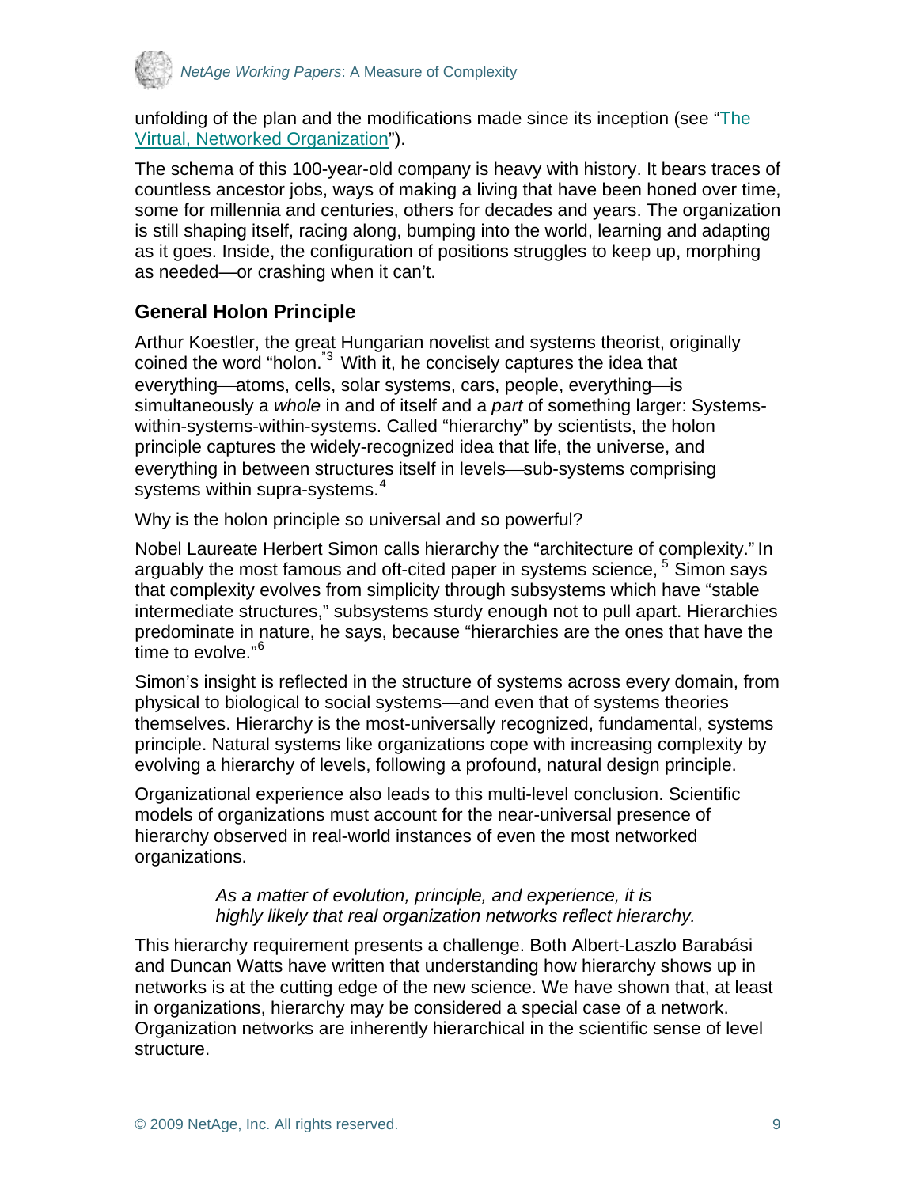unfolding of the plan and the modifications made since its inception (see "[The Virtual, Networked Organization]").

The schema of this 100-year-old company is heavy with history. It bears traces of countless ancestor jobs, ways of making a living that have been honed over time, some for millennia and centuries, others for decades and years. The organization is still shaping itself, racing along, bumping into the world, learning and adapting as it goes. Inside, the configuration of positions struggles to keep up, morphing as needed—or crashing when it can't.

## General Holon Principle

Arthur Koestler, the great Hungarian novelist and systems theorist, originally coined the word "holon."[3] With it, he concisely captures the idea that everything—atoms, cells, solar systems, cars, people, everything—is simultaneously a *whole* in and of itself and a *part* of something larger: Systems-within-systems-within-systems. Called "hierarchy" by scientists, the holon principle captures the widely-recognized idea that life, the universe, and everything in between structures itself in levels—sub-systems comprising systems within supra-systems.[4]

Why is the holon principle so universal and so powerful?

Nobel Laureate Herbert Simon calls hierarchy the "architecture of complexity." In arguably the most famous and oft-cited paper in systems science, [5] Simon says that complexity evolves from simplicity through subsystems which have "stable intermediate structures," subsystems sturdy enough not to pull apart. Hierarchies predominate in nature, he says, because "hierarchies are the ones that have the time to evolve."[6]

Simon's insight is reflected in the structure of systems across every domain, from physical to biological to social systems—and even that of systems theories themselves. Hierarchy is the most-universally recognized, fundamental, systems principle. Natural systems like organizations cope with increasing complexity by evolving a hierarchy of levels, following a profound, natural design principle.

Organizational experience also leads to this multi-level conclusion. Scientific models of organizations must account for the near-universal presence of hierarchy observed in real-world instances of even the most networked organizations.

> *As a matter of evolution, principle, and experience, it is highly likely that real organization networks reflect hierarchy.*

This hierarchy requirement presents a challenge. Both Albert-Laszlo Barabási and Duncan Watts have written that understanding how hierarchy shows up in networks is at the cutting edge of the new science. We have shown that, at least in organizations, hierarchy may be considered a special case of a network. Organization networks are inherently hierarchical in the scientific sense of level structure.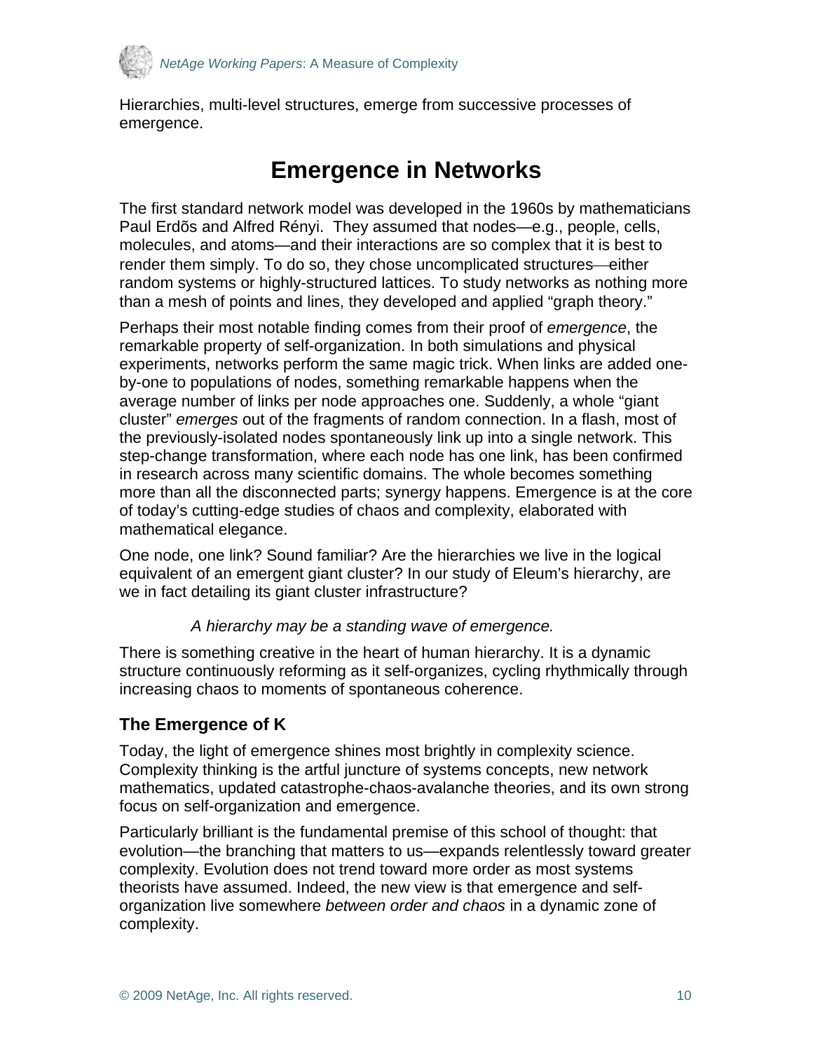Hierarchies, multi-level structures, emerge from successive processes of emergence.

# Emergence in Networks

The first standard network model was developed in the 1960s by mathematicians Paul Erdõs and Alfred Rényi. They assumed that nodes—e.g., people, cells, molecules, and atoms—and their interactions are so complex that it is best to render them simply. To do so, they chose uncomplicated structures—either random systems or highly-structured lattices. To study networks as nothing more than a mesh of points and lines, they developed and applied "graph theory."

Perhaps their most notable finding comes from their proof of *emergence*, the remarkable property of self-organization. In both simulations and physical experiments, networks perform the same magic trick. When links are added one-by-one to populations of nodes, something remarkable happens when the average number of links per node approaches one. Suddenly, a whole "giant cluster" *emerges* out of the fragments of random connection. In a flash, most of the previously-isolated nodes spontaneously link up into a single network. This step-change transformation, where each node has one link, has been confirmed in research across many scientific domains. The whole becomes something more than all the disconnected parts; synergy happens. Emergence is at the core of today's cutting-edge studies of chaos and complexity, elaborated with mathematical elegance.

One node, one link? Sound familiar? Are the hierarchies we live in the logical equivalent of an emergent giant cluster? In our study of Eleum's hierarchy, are we in fact detailing its giant cluster infrastructure?

> *A hierarchy may be a standing wave of emergence.*

There is something creative in the heart of human hierarchy. It is a dynamic structure continuously reforming as it self-organizes, cycling rhythmically through increasing chaos to moments of spontaneous coherence.

## The Emergence of K

Today, the light of emergence shines most brightly in complexity science. Complexity thinking is the artful juncture of systems concepts, new network mathematics, updated catastrophe-chaos-avalanche theories, and its own strong focus on self-organization and emergence.

Particularly brilliant is the fundamental premise of this school of thought: that evolution—the branching that matters to us—expands relentlessly toward greater complexity. Evolution does not trend toward more order as most systems theorists have assumed. Indeed, the new view is that emergence and self-organization live somewhere *between order and chaos* in a dynamic zone of complexity.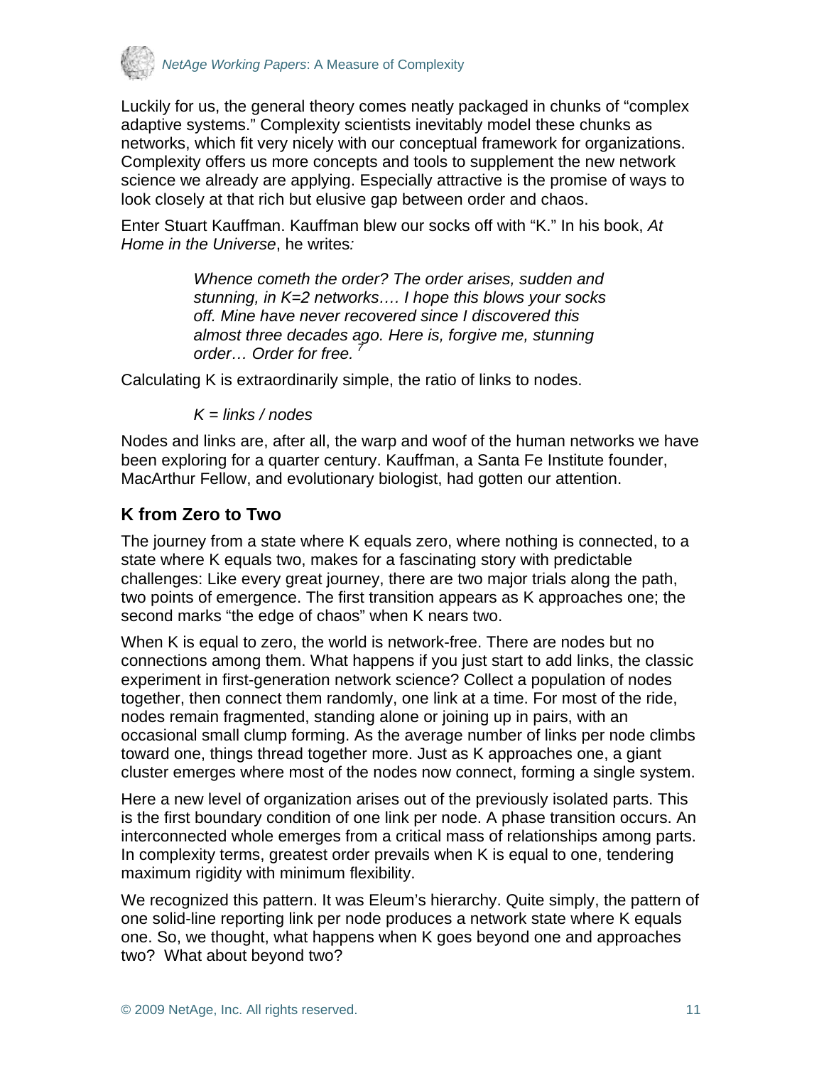Luckily for us, the general theory comes neatly packaged in chunks of "complex adaptive systems." Complexity scientists inevitably model these chunks as networks, which fit very nicely with our conceptual framework for organizations. Complexity offers us more concepts and tools to supplement the new network science we already are applying. Especially attractive is the promise of ways to look closely at that rich but elusive gap between order and chaos.

Enter Stuart Kauffman. Kauffman blew our socks off with "K." In his book, *At Home in the Universe*, he writes*:*

> *Whence cometh the order? The order arises, sudden and stunning, in K=2 networks…. I hope this blows your socks off. Mine have never recovered since I discovered this almost three decades ago. Here is, forgive me, stunning order… Order for free.* [7]

Calculating K is extraordinarily simple, the ratio of links to nodes.

*K = links / nodes*

Nodes and links are, after all, the warp and woof of the human networks we have been exploring for a quarter century. Kauffman, a Santa Fe Institute founder, MacArthur Fellow, and evolutionary biologist, had gotten our attention.

## K from Zero to Two

The journey from a state where K equals zero, where nothing is connected, to a state where K equals two, makes for a fascinating story with predictable challenges: Like every great journey, there are two major trials along the path, two points of emergence. The first transition appears as K approaches one; the second marks "the edge of chaos" when K nears two.

When K is equal to zero, the world is network-free. There are nodes but no connections among them. What happens if you just start to add links, the classic experiment in first-generation network science? Collect a population of nodes together, then connect them randomly, one link at a time. For most of the ride, nodes remain fragmented, standing alone or joining up in pairs, with an occasional small clump forming. As the average number of links per node climbs toward one, things thread together more. Just as K approaches one, a giant cluster emerges where most of the nodes now connect, forming a single system.

Here a new level of organization arises out of the previously isolated parts. This is the first boundary condition of one link per node. A phase transition occurs. An interconnected whole emerges from a critical mass of relationships among parts. In complexity terms, greatest order prevails when K is equal to one, tendering maximum rigidity with minimum flexibility.

We recognized this pattern. It was Eleum's hierarchy. Quite simply, the pattern of one solid-line reporting link per node produces a network state where K equals one. So, we thought, what happens when K goes beyond one and approaches two? What about beyond two?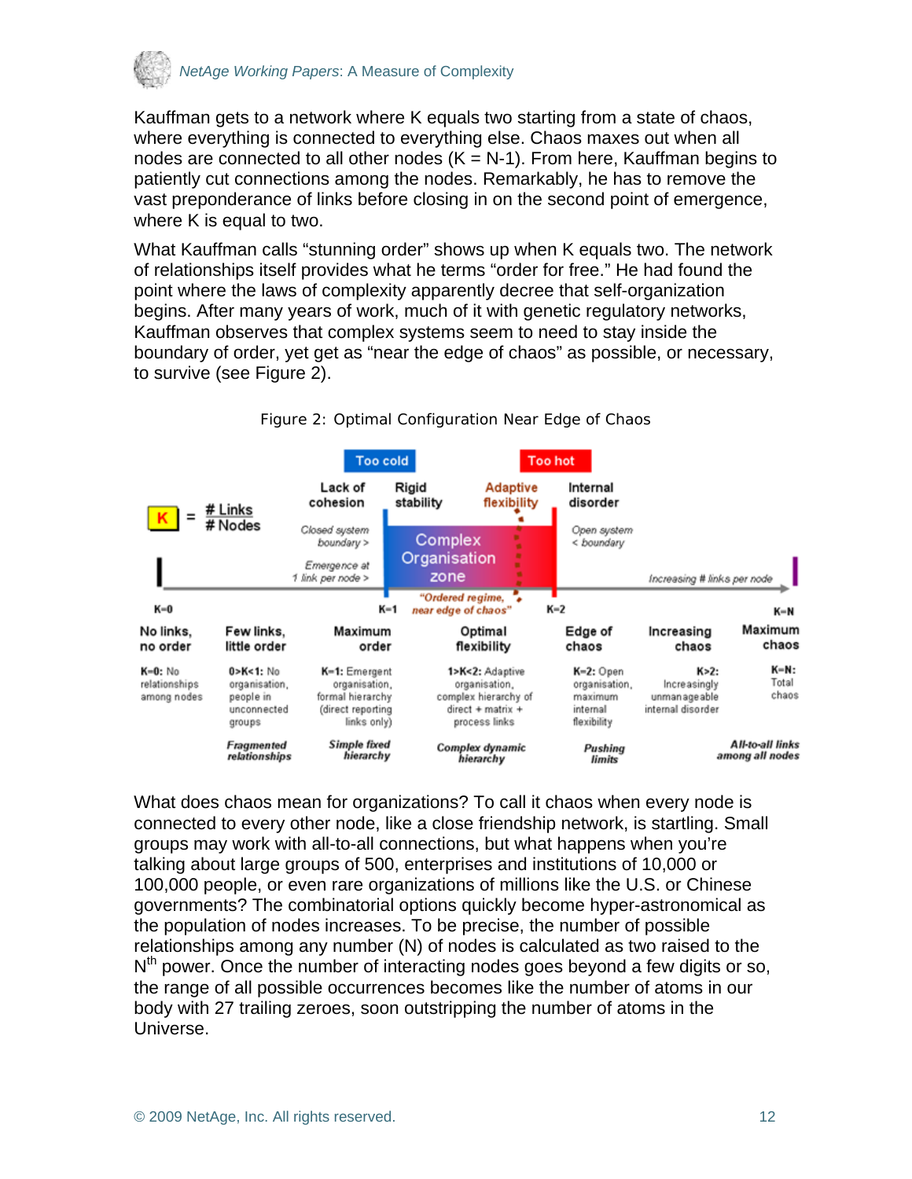Kauffman gets to a network where K equals two starting from a state of chaos, where everything is connected to everything else. Chaos maxes out when all nodes are connected to all other nodes (K = N-1). From here, Kauffman begins to patiently cut connections among the nodes. Remarkably, he has to remove the vast preponderance of links before closing in on the second point of emergence, where K is equal to two.

What Kauffman calls "stunning order" shows up when K equals two. The network of relationships itself provides what he terms "order for free." He had found the point where the laws of complexity apparently decree that self-organization begins. After many years of work, much of it with genetic regulatory networks, Kauffman observes that complex systems seem to need to stay inside the boundary of order, yet get as "near the edge of chaos" as possible, or necessary, to survive (see Figure 2).

Figure 2: Optimal Configuration Near Edge of Chaos

K = # Links / # Nodes

Too cold | Too hot

Lack of cohesion | Rigid stability | Adaptive flexibility | Internal disorder

Closed system boundary > | Complex Organisation zone | Open system < boundary

Emergence at 1 link per node > | "Ordered regime, near edge of chaos" | Increasing # links per node

| K=0 | | K=1 | | K=2 | | K=N |
|---|---|---|---|---|---|---|
| No links, no order | Few links, little order | Maximum order | Optimal flexibility | Edge of chaos | Increasing chaos | Maximum chaos |
| **K=0:** No relationships among nodes | **0>K<1:** No organisation, people in unconnected groups | **K=1:** Emergent organisation, formal hierarchy (direct reporting links only) | **1>K<2:** Adaptive organisation, complex hierarchy of direct + matrix + process links | **K=2:** Open organisation, maximum internal flexibility | **K>2:** Increasingly unmanageable internal disorder | **K=N:** Total chaos |
| | *Fragmented relationships* | *Simple fixed hierarchy* | *Complex dynamic hierarchy* | *Pushing limits* | | *All-to-all links among all nodes* |

What does chaos mean for organizations? To call it chaos when every node is connected to every other node, like a close friendship network, is startling. Small groups may work with all-to-all connections, but what happens when you're talking about large groups of 500, enterprises and institutions of 10,000 or 100,000 people, or even rare organizations of millions like the U.S. or Chinese governments? The combinatorial options quickly become hyper-astronomical as the population of nodes increases. To be precise, the number of possible relationships among any number (N) of nodes is calculated as two raised to the $N^{th}$ power. Once the number of interacting nodes goes beyond a few digits or so, the range of all possible occurrences becomes like the number of atoms in our body with 27 trailing zeroes, soon outstripping the number of atoms in the Universe.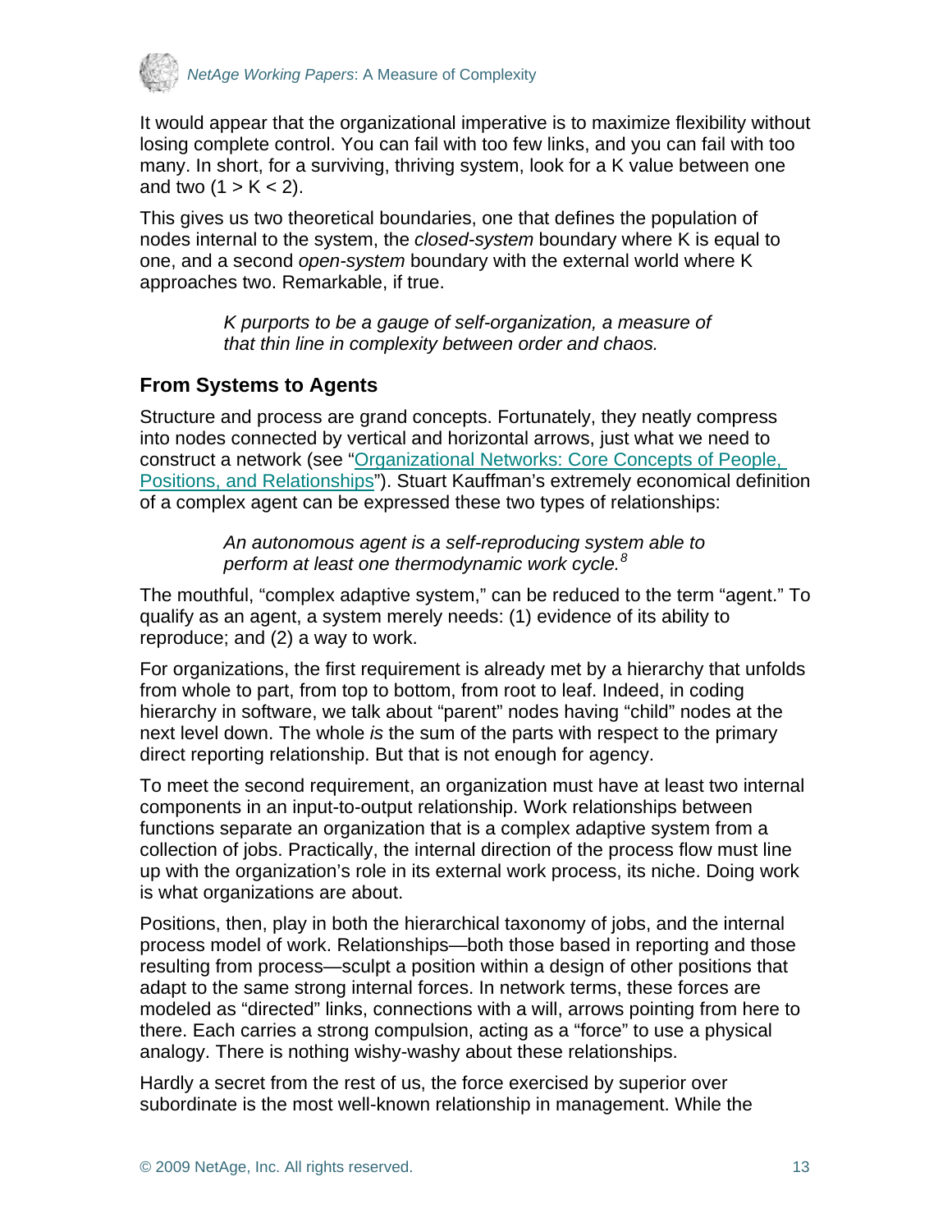It would appear that the organizational imperative is to maximize flexibility without losing complete control. You can fail with too few links, and you can fail with too many. In short, for a surviving, thriving system, look for a K value between one and two ($1 > K < 2$).

This gives us two theoretical boundaries, one that defines the population of nodes internal to the system, the *closed-system* boundary where K is equal to one, and a second *open-system* boundary with the external world where K approaches two. Remarkable, if true.

> *K purports to be a gauge of self-organization, a measure of that thin line in complexity between order and chaos.*

## From Systems to Agents

Structure and process are grand concepts. Fortunately, they neatly compress into nodes connected by vertical and horizontal arrows, just what we need to construct a network (see "Organizational Networks: Core Concepts of People, Positions, and Relationships"). Stuart Kauffman's extremely economical definition of a complex agent can be expressed these two types of relationships:

> *An autonomous agent is a self-reproducing system able to perform at least one thermodynamic work cycle.*[8]

The mouthful, "complex adaptive system," can be reduced to the term "agent." To qualify as an agent, a system merely needs: (1) evidence of its ability to reproduce; and (2) a way to work.

For organizations, the first requirement is already met by a hierarchy that unfolds from whole to part, from top to bottom, from root to leaf. Indeed, in coding hierarchy in software, we talk about "parent" nodes having "child" nodes at the next level down. The whole *is* the sum of the parts with respect to the primary direct reporting relationship. But that is not enough for agency.

To meet the second requirement, an organization must have at least two internal components in an input-to-output relationship. Work relationships between functions separate an organization that is a complex adaptive system from a collection of jobs. Practically, the internal direction of the process flow must line up with the organization's role in its external work process, its niche. Doing work is what organizations are about.

Positions, then, play in both the hierarchical taxonomy of jobs, and the internal process model of work. Relationships—both those based in reporting and those resulting from process—sculpt a position within a design of other positions that adapt to the same strong internal forces. In network terms, these forces are modeled as "directed" links, connections with a will, arrows pointing from here to there. Each carries a strong compulsion, acting as a "force" to use a physical analogy. There is nothing wishy-washy about these relationships.

Hardly a secret from the rest of us, the force exercised by superior over subordinate is the most well-known relationship in management. While the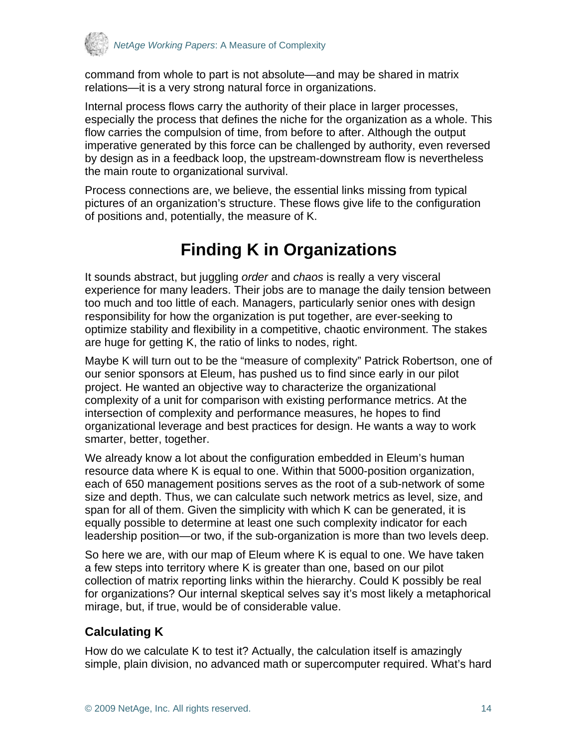command from whole to part is not absolute—and may be shared in matrix relations—it is a very strong natural force in organizations.

Internal process flows carry the authority of their place in larger processes, especially the process that defines the niche for the organization as a whole. This flow carries the compulsion of time, from before to after. Although the output imperative generated by this force can be challenged by authority, even reversed by design as in a feedback loop, the upstream-downstream flow is nevertheless the main route to organizational survival.

Process connections are, we believe, the essential links missing from typical pictures of an organization's structure. These flows give life to the configuration of positions and, potentially, the measure of K.

# Finding K in Organizations

It sounds abstract, but juggling *order* and *chaos* is really a very visceral experience for many leaders. Their jobs are to manage the daily tension between too much and too little of each. Managers, particularly senior ones with design responsibility for how the organization is put together, are ever-seeking to optimize stability and flexibility in a competitive, chaotic environment. The stakes are huge for getting K, the ratio of links to nodes, right.

Maybe K will turn out to be the "measure of complexity" Patrick Robertson, one of our senior sponsors at Eleum, has pushed us to find since early in our pilot project. He wanted an objective way to characterize the organizational complexity of a unit for comparison with existing performance metrics. At the intersection of complexity and performance measures, he hopes to find organizational leverage and best practices for design. He wants a way to work smarter, better, together.

We already know a lot about the configuration embedded in Eleum's human resource data where K is equal to one. Within that 5000-position organization, each of 650 management positions serves as the root of a sub-network of some size and depth. Thus, we can calculate such network metrics as level, size, and span for all of them. Given the simplicity with which K can be generated, it is equally possible to determine at least one such complexity indicator for each leadership position—or two, if the sub-organization is more than two levels deep.

So here we are, with our map of Eleum where K is equal to one. We have taken a few steps into territory where K is greater than one, based on our pilot collection of matrix reporting links within the hierarchy. Could K possibly be real for organizations? Our internal skeptical selves say it's most likely a metaphorical mirage, but, if true, would be of considerable value.

## Calculating K

How do we calculate K to test it? Actually, the calculation itself is amazingly simple, plain division, no advanced math or supercomputer required. What's hard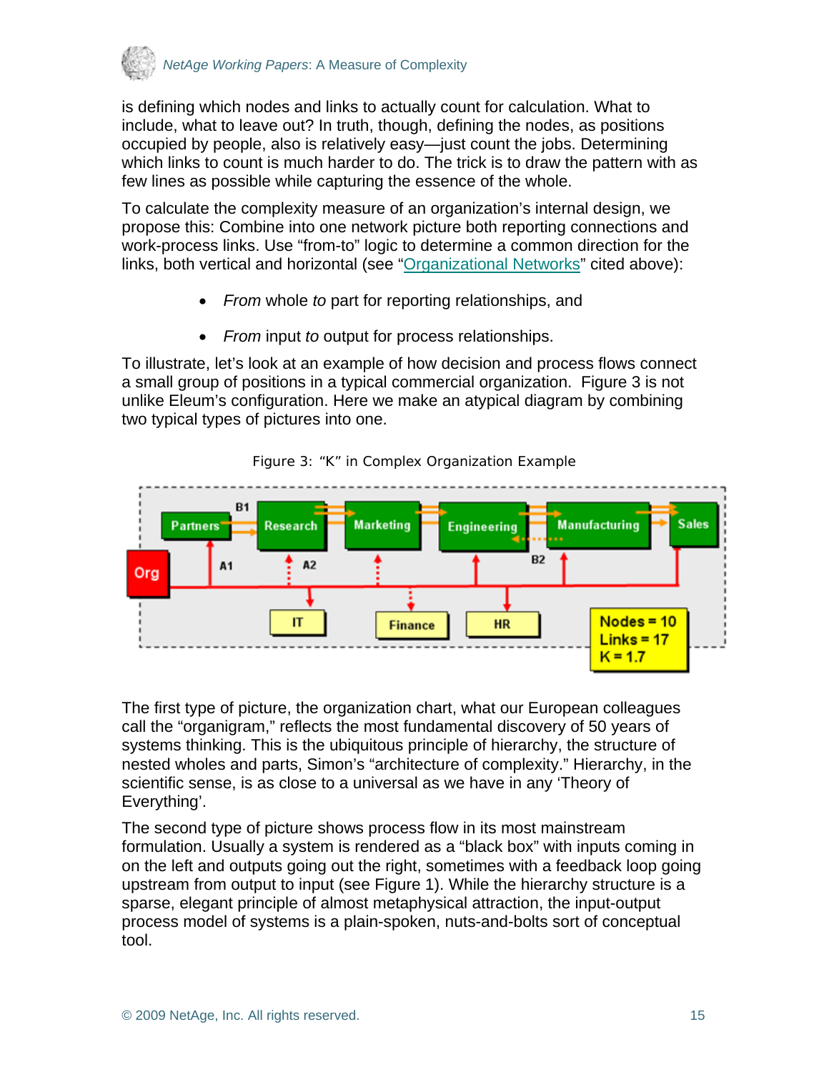is defining which nodes and links to actually count for calculation. What to include, what to leave out? In truth, though, defining the nodes, as positions occupied by people, also is relatively easy—just count the jobs. Determining which links to count is much harder to do. The trick is to draw the pattern with as few lines as possible while capturing the essence of the whole.

To calculate the complexity measure of an organization's internal design, we propose this: Combine into one network picture both reporting connections and work-process links. Use "from-to" logic to determine a common direction for the links, both vertical and horizontal (see "Organizational Networks" cited above):

- *From* whole *to* part for reporting relationships, and
- *From* input *to* output for process relationships.

To illustrate, let's look at an example of how decision and process flows connect a small group of positions in a typical commercial organization. Figure 3 is not unlike Eleum's configuration. Here we make an atypical diagram by combining two typical types of pictures into one.

Figure 3: "K" in Complex Organization Example

The first type of picture, the organization chart, what our European colleagues call the "organigram," reflects the most fundamental discovery of 50 years of systems thinking. This is the ubiquitous principle of hierarchy, the structure of nested wholes and parts, Simon's "architecture of complexity." Hierarchy, in the scientific sense, is as close to a universal as we have in any 'Theory of Everything'.

The second type of picture shows process flow in its most mainstream formulation. Usually a system is rendered as a "black box" with inputs coming in on the left and outputs going out the right, sometimes with a feedback loop going upstream from output to input (see Figure 1). While the hierarchy structure is a sparse, elegant principle of almost metaphysical attraction, the input-output process model of systems is a plain-spoken, nuts-and-bolts sort of conceptual tool.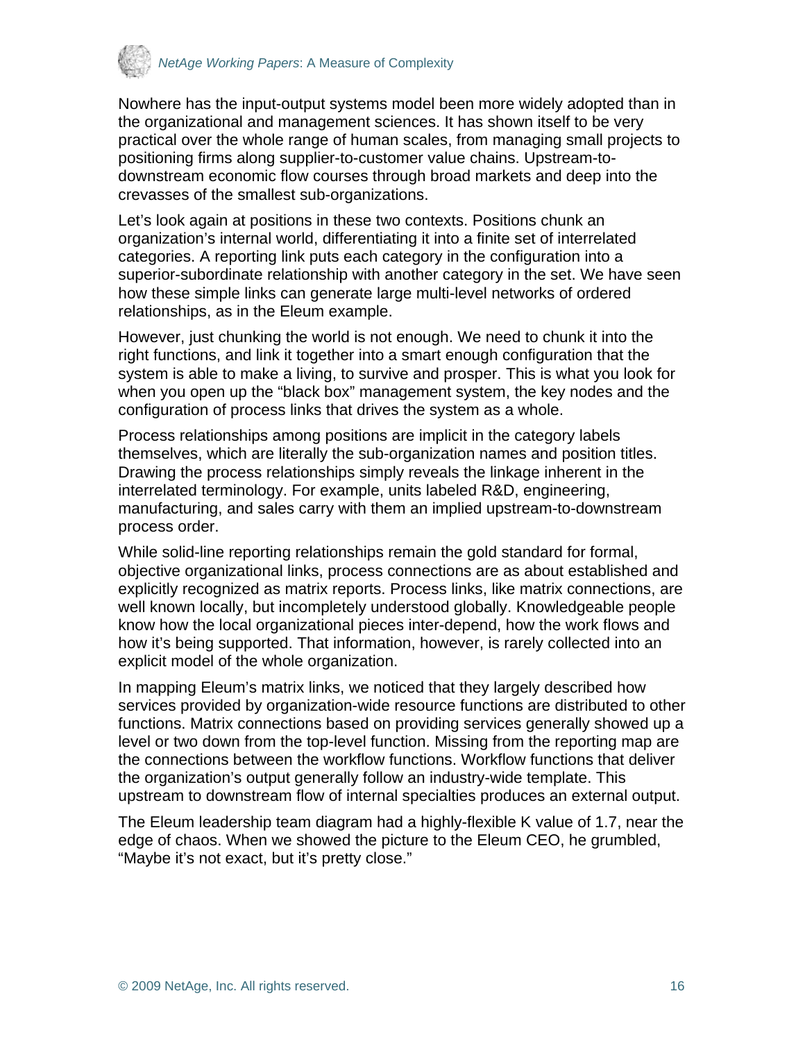Nowhere has the input-output systems model been more widely adopted than in the organizational and management sciences. It has shown itself to be very practical over the whole range of human scales, from managing small projects to positioning firms along supplier-to-customer value chains. Upstream-to-downstream economic flow courses through broad markets and deep into the crevasses of the smallest sub-organizations.

Let's look again at positions in these two contexts. Positions chunk an organization's internal world, differentiating it into a finite set of interrelated categories. A reporting link puts each category in the configuration into a superior-subordinate relationship with another category in the set. We have seen how these simple links can generate large multi-level networks of ordered relationships, as in the Eleum example.

However, just chunking the world is not enough. We need to chunk it into the right functions, and link it together into a smart enough configuration that the system is able to make a living, to survive and prosper. This is what you look for when you open up the "black box" management system, the key nodes and the configuration of process links that drives the system as a whole.

Process relationships among positions are implicit in the category labels themselves, which are literally the sub-organization names and position titles. Drawing the process relationships simply reveals the linkage inherent in the interrelated terminology. For example, units labeled R&D, engineering, manufacturing, and sales carry with them an implied upstream-to-downstream process order.

While solid-line reporting relationships remain the gold standard for formal, objective organizational links, process connections are as about established and explicitly recognized as matrix reports. Process links, like matrix connections, are well known locally, but incompletely understood globally. Knowledgeable people know how the local organizational pieces inter-depend, how the work flows and how it's being supported. That information, however, is rarely collected into an explicit model of the whole organization.

In mapping Eleum's matrix links, we noticed that they largely described how services provided by organization-wide resource functions are distributed to other functions. Matrix connections based on providing services generally showed up a level or two down from the top-level function. Missing from the reporting map are the connections between the workflow functions. Workflow functions that deliver the organization's output generally follow an industry-wide template. This upstream to downstream flow of internal specialties produces an external output.

The Eleum leadership team diagram had a highly-flexible K value of 1.7, near the edge of chaos. When we showed the picture to the Eleum CEO, he grumbled, "Maybe it's not exact, but it's pretty close."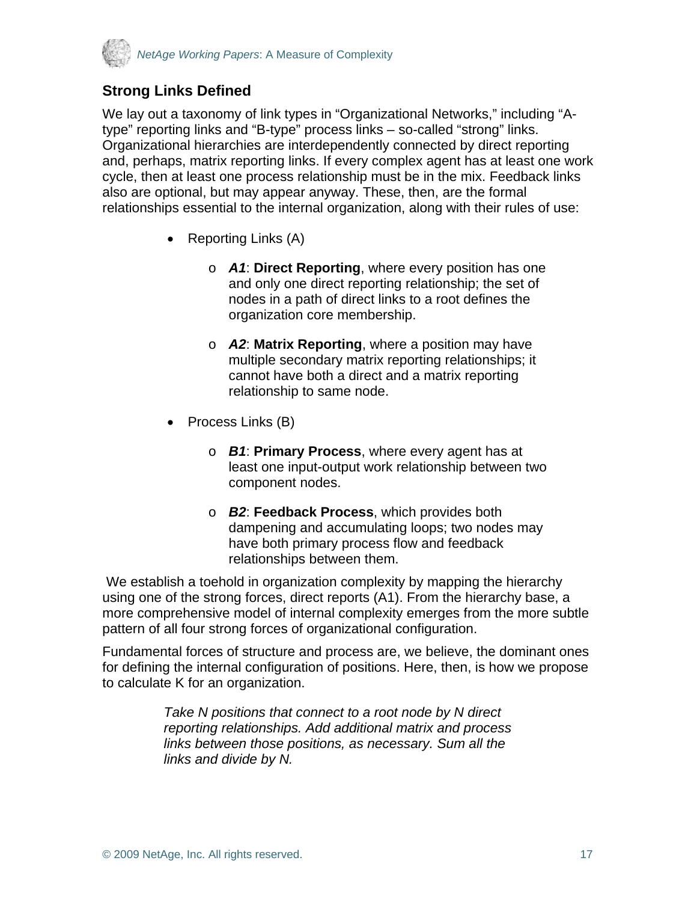## Strong Links Defined

We lay out a taxonomy of link types in "Organizational Networks," including "A-type" reporting links and "B-type" process links – so-called "strong" links. Organizational hierarchies are interdependently connected by direct reporting and, perhaps, matrix reporting links. If every complex agent has at least one work cycle, then at least one process relationship must be in the mix. Feedback links also are optional, but may appear anyway. These, then, are the formal relationships essential to the internal organization, along with their rules of use:

- Reporting Links (A)
    - ***A1***: **Direct Reporting**, where every position has one and only one direct reporting relationship; the set of nodes in a path of direct links to a root defines the organization core membership.
    - ***A2***: **Matrix Reporting**, where a position may have multiple secondary matrix reporting relationships; it cannot have both a direct and a matrix reporting relationship to same node.
- Process Links (B)
    - ***B1***: **Primary Process**, where every agent has at least one input-output work relationship between two component nodes.
    - ***B2***: **Feedback Process**, which provides both dampening and accumulating loops; two nodes may have both primary process flow and feedback relationships between them.

We establish a toehold in organization complexity by mapping the hierarchy using one of the strong forces, direct reports (A1). From the hierarchy base, a more comprehensive model of internal complexity emerges from the more subtle pattern of all four strong forces of organizational configuration.

Fundamental forces of structure and process are, we believe, the dominant ones for defining the internal configuration of positions. Here, then, is how we propose to calculate K for an organization.

> *Take N positions that connect to a root node by N direct reporting relationships. Add additional matrix and process links between those positions, as necessary. Sum all the links and divide by N.*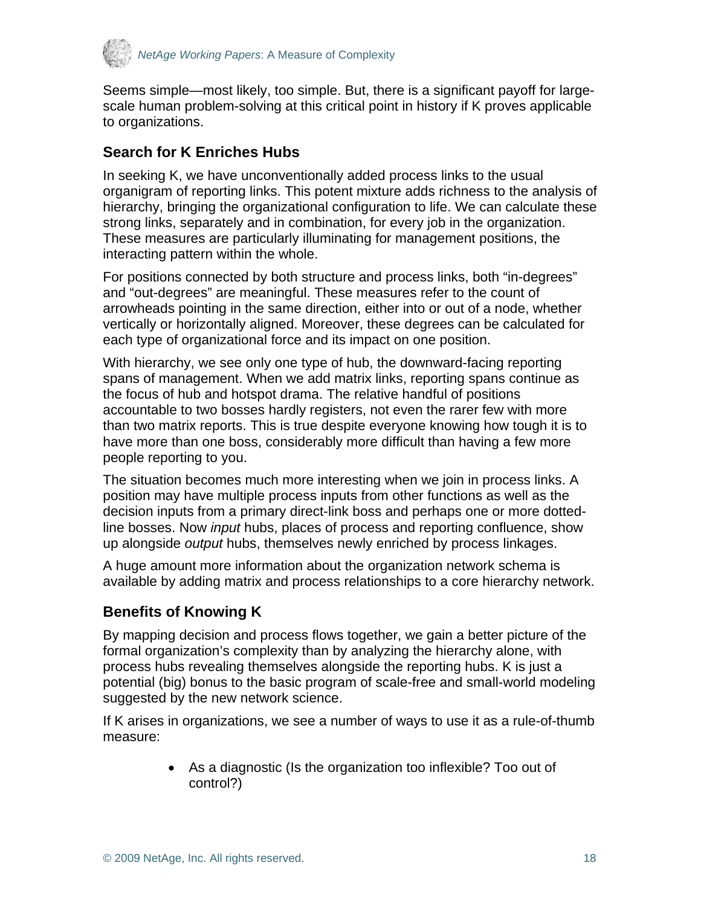Seems simple—most likely, too simple. But, there is a significant payoff for large-scale human problem-solving at this critical point in history if K proves applicable to organizations.

### Search for K Enriches Hubs

In seeking K, we have unconventionally added process links to the usual organigram of reporting links. This potent mixture adds richness to the analysis of hierarchy, bringing the organizational configuration to life. We can calculate these strong links, separately and in combination, for every job in the organization. These measures are particularly illuminating for management positions, the interacting pattern within the whole.

For positions connected by both structure and process links, both "in-degrees" and "out-degrees" are meaningful. These measures refer to the count of arrowheads pointing in the same direction, either into or out of a node, whether vertically or horizontally aligned. Moreover, these degrees can be calculated for each type of organizational force and its impact on one position.

With hierarchy, we see only one type of hub, the downward-facing reporting spans of management. When we add matrix links, reporting spans continue as the focus of hub and hotspot drama. The relative handful of positions accountable to two bosses hardly registers, not even the rarer few with more than two matrix reports. This is true despite everyone knowing how tough it is to have more than one boss, considerably more difficult than having a few more people reporting to you.

The situation becomes much more interesting when we join in process links. A position may have multiple process inputs from other functions as well as the decision inputs from a primary direct-link boss and perhaps one or more dotted-line bosses. Now *input* hubs, places of process and reporting confluence, show up alongside *output* hubs, themselves newly enriched by process linkages.

A huge amount more information about the organization network schema is available by adding matrix and process relationships to a core hierarchy network.

### Benefits of Knowing K

By mapping decision and process flows together, we gain a better picture of the formal organization's complexity than by analyzing the hierarchy alone, with process hubs revealing themselves alongside the reporting hubs. K is just a potential (big) bonus to the basic program of scale-free and small-world modeling suggested by the new network science.

If K arises in organizations, we see a number of ways to use it as a rule-of-thumb measure:

- As a diagnostic (Is the organization too inflexible? Too out of control?)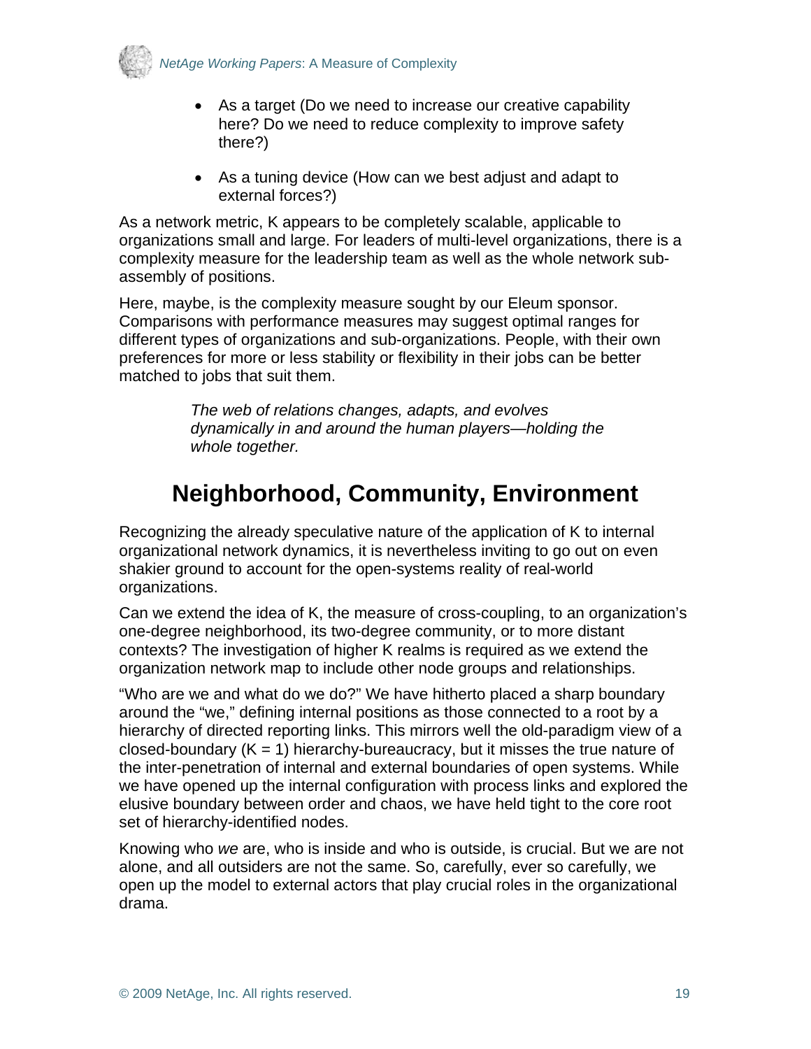- As a target (Do we need to increase our creative capability here? Do we need to reduce complexity to improve safety there?)

- As a tuning device (How can we best adjust and adapt to external forces?)

As a network metric, K appears to be completely scalable, applicable to organizations small and large. For leaders of multi-level organizations, there is a complexity measure for the leadership team as well as the whole network sub-assembly of positions.

Here, maybe, is the complexity measure sought by our Eleum sponsor. Comparisons with performance measures may suggest optimal ranges for different types of organizations and sub-organizations. People, with their own preferences for more or less stability or flexibility in their jobs can be better matched to jobs that suit them.

> *The web of relations changes, adapts, and evolves dynamically in and around the human players—holding the whole together.*

## Neighborhood, Community, Environment

Recognizing the already speculative nature of the application of K to internal organizational network dynamics, it is nevertheless inviting to go out on even shakier ground to account for the open-systems reality of real-world organizations.

Can we extend the idea of K, the measure of cross-coupling, to an organization's one-degree neighborhood, its two-degree community, or to more distant contexts? The investigation of higher K realms is required as we extend the organization network map to include other node groups and relationships.

"Who are we and what do we do?" We have hitherto placed a sharp boundary around the "we," defining internal positions as those connected to a root by a hierarchy of directed reporting links. This mirrors well the old-paradigm view of a closed-boundary ($K = 1$) hierarchy-bureaucracy, but it misses the true nature of the inter-penetration of internal and external boundaries of open systems. While we have opened up the internal configuration with process links and explored the elusive boundary between order and chaos, we have held tight to the core root set of hierarchy-identified nodes.

Knowing who *we* are, who is inside and who is outside, is crucial. But we are not alone, and all outsiders are not the same. So, carefully, ever so carefully, we open up the model to external actors that play crucial roles in the organizational drama.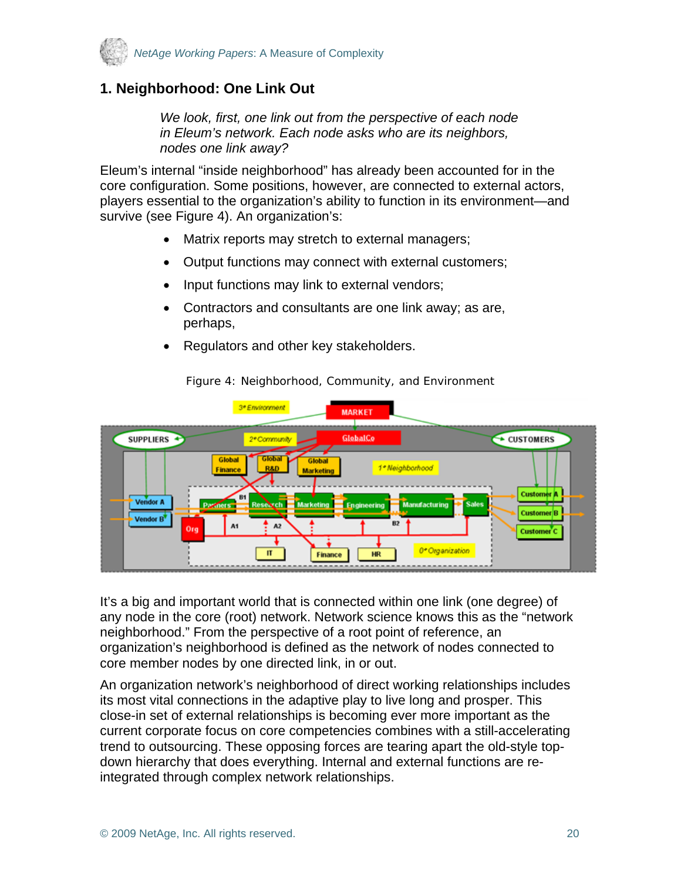## 1. Neighborhood: One Link Out

> *We look, first, one link out from the perspective of each node in Eleum's network. Each node asks who are its neighbors, nodes one link away?*

Eleum's internal "inside neighborhood" has already been accounted for in the core configuration. Some positions, however, are connected to external actors, players essential to the organization's ability to function in its environment—and survive (see Figure 4). An organization's:

- Matrix reports may stretch to external managers;
- Output functions may connect with external customers;
- Input functions may link to external vendors;
- Contractors and consultants are one link away; as are, perhaps,
- Regulators and other key stakeholders.

Figure 4: Neighborhood, Community, and Environment

It's a big and important world that is connected within one link (one degree) of any node in the core (root) network. Network science knows this as the "network neighborhood." From the perspective of a root point of reference, an organization's neighborhood is defined as the network of nodes connected to core member nodes by one directed link, in or out.

An organization network's neighborhood of direct working relationships includes its most vital connections in the adaptive play to live long and prosper. This close-in set of external relationships is becoming ever more important as the current corporate focus on core competencies combines with a still-accelerating trend to outsourcing. These opposing forces are tearing apart the old-style top-down hierarchy that does everything. Internal and external functions are re-integrated through complex network relationships.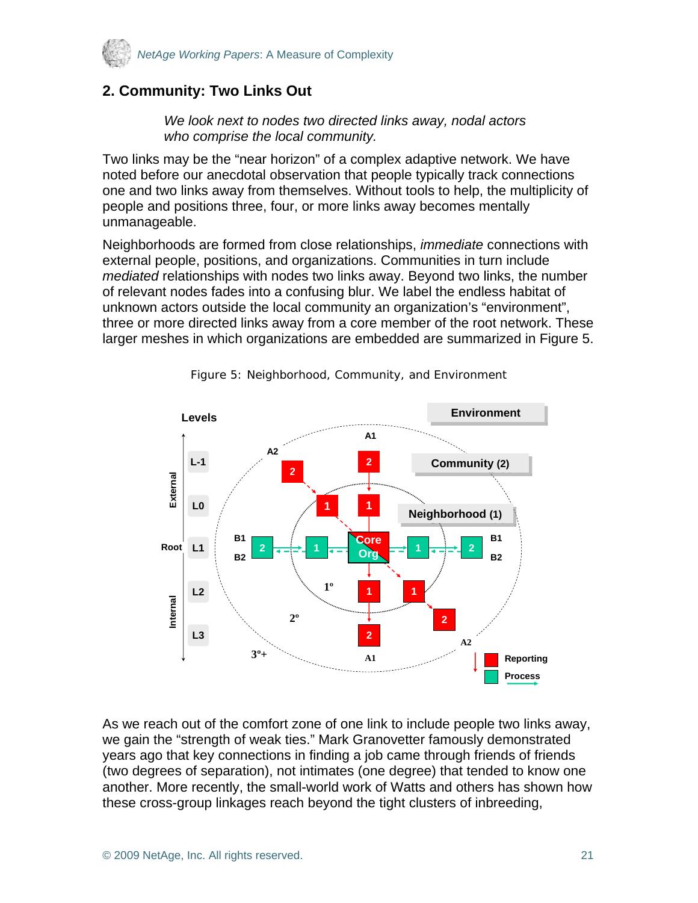## 2. Community: Two Links Out

*We look next to nodes two directed links away, nodal actors who comprise the local community.*

Two links may be the "near horizon" of a complex adaptive network. We have noted before our anecdotal observation that people typically track connections one and two links away from themselves. Without tools to help, the multiplicity of people and positions three, four, or more links away becomes mentally unmanageable.

Neighborhoods are formed from close relationships, *immediate* connections with external people, positions, and organizations. Communities in turn include *mediated* relationships with nodes two links away. Beyond two links, the number of relevant nodes fades into a confusing blur. We label the endless habitat of unknown actors outside the local community an organization's "environment", three or more directed links away from a core member of the root network. These larger meshes in which organizations are embedded are summarized in Figure 5.

Figure 5: Neighborhood, Community, and Environment

As we reach out of the comfort zone of one link to include people two links away, we gain the "strength of weak ties." Mark Granovetter famously demonstrated years ago that key connections in finding a job came through friends of friends (two degrees of separation), not intimates (one degree) that tended to know one another. More recently, the small-world work of Watts and others has shown how these cross-group linkages reach beyond the tight clusters of inbreeding,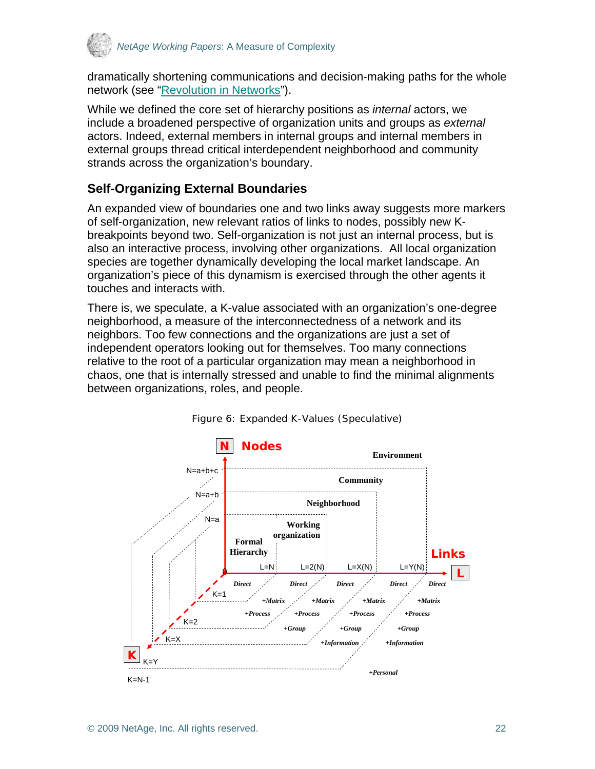dramatically shortening communications and decision-making paths for the whole network (see "Revolution in Networks").

While we defined the core set of hierarchy positions as *internal* actors, we include a broadened perspective of organization units and groups as *external* actors. Indeed, external members in internal groups and internal members in external groups thread critical interdependent neighborhood and community strands across the organization's boundary.

## Self-Organizing External Boundaries

An expanded view of boundaries one and two links away suggests more markers of self-organization, new relevant ratios of links to nodes, possibly new K-breakpoints beyond two. Self-organization is not just an internal process, but is also an interactive process, involving other organizations. All local organization species are together dynamically developing the local market landscape. An organization's piece of this dynamism is exercised through the other agents it touches and interacts with.

There is, we speculate, a K-value associated with an organization's one-degree neighborhood, a measure of the interconnectedness of a network and its neighbors. Too few connections and the organizations are just a set of independent operators looking out for themselves. Too many connections relative to the root of a particular organization may mean a neighborhood in chaos, one that is internally stressed and unable to find the minimal alignments between organizations, roles, and people.

Figure 6: Expanded K-Values (Speculative)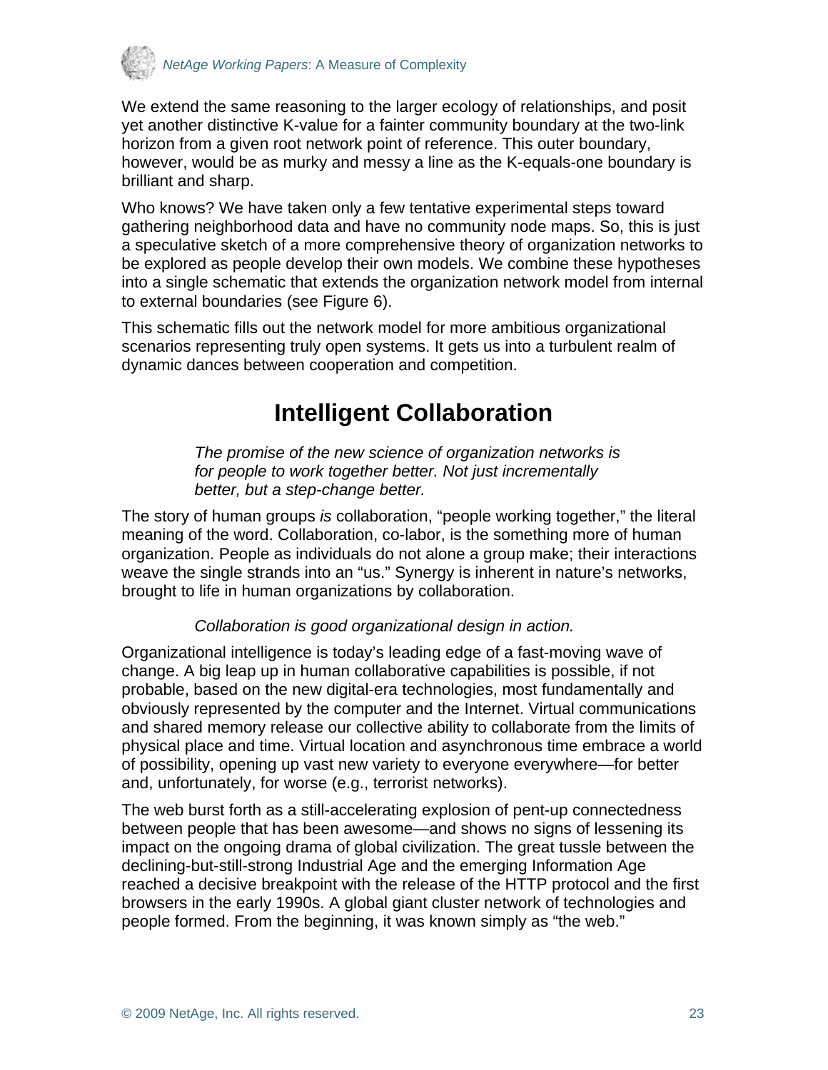We extend the same reasoning to the larger ecology of relationships, and posit yet another distinctive K-value for a fainter community boundary at the two-link horizon from a given root network point of reference. This outer boundary, however, would be as murky and messy a line as the K-equals-one boundary is brilliant and sharp.

Who knows? We have taken only a few tentative experimental steps toward gathering neighborhood data and have no community node maps. So, this is just a speculative sketch of a more comprehensive theory of organization networks to be explored as people develop their own models. We combine these hypotheses into a single schematic that extends the organization network model from internal to external boundaries (see Figure 6).

This schematic fills out the network model for more ambitious organizational scenarios representing truly open systems. It gets us into a turbulent realm of dynamic dances between cooperation and competition.

## Intelligent Collaboration

> *The promise of the new science of organization networks is for people to work together better. Not just incrementally better, but a step-change better.*

The story of human groups *is* collaboration, "people working together," the literal meaning of the word. Collaboration, co-labor, is the something more of human organization. People as individuals do not alone a group make; their interactions weave the single strands into an "us." Synergy is inherent in nature's networks, brought to life in human organizations by collaboration.

> *Collaboration is good organizational design in action.*

Organizational intelligence is today's leading edge of a fast-moving wave of change. A big leap up in human collaborative capabilities is possible, if not probable, based on the new digital-era technologies, most fundamentally and obviously represented by the computer and the Internet. Virtual communications and shared memory release our collective ability to collaborate from the limits of physical place and time. Virtual location and asynchronous time embrace a world of possibility, opening up vast new variety to everyone everywhere—for better and, unfortunately, for worse (e.g., terrorist networks).

The web burst forth as a still-accelerating explosion of pent-up connectedness between people that has been awesome—and shows no signs of lessening its impact on the ongoing drama of global civilization. The great tussle between the declining-but-still-strong Industrial Age and the emerging Information Age reached a decisive breakpoint with the release of the HTTP protocol and the first browsers in the early 1990s. A global giant cluster network of technologies and people formed. From the beginning, it was known simply as "the web."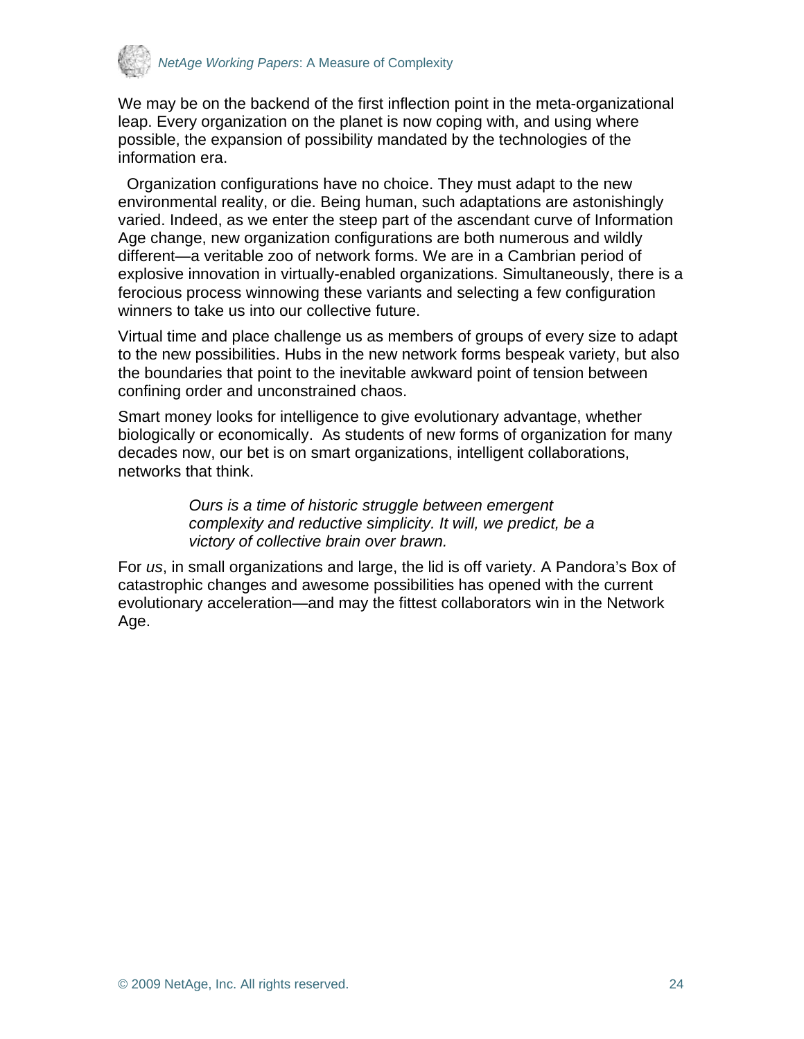We may be on the backend of the first inflection point in the meta-organizational leap. Every organization on the planet is now coping with, and using where possible, the expansion of possibility mandated by the technologies of the information era.

Organization configurations have no choice. They must adapt to the new environmental reality, or die. Being human, such adaptations are astonishingly varied. Indeed, as we enter the steep part of the ascendant curve of Information Age change, new organization configurations are both numerous and wildly different—a veritable zoo of network forms. We are in a Cambrian period of explosive innovation in virtually-enabled organizations. Simultaneously, there is a ferocious process winnowing these variants and selecting a few configuration winners to take us into our collective future.

Virtual time and place challenge us as members of groups of every size to adapt to the new possibilities. Hubs in the new network forms bespeak variety, but also the boundaries that point to the inevitable awkward point of tension between confining order and unconstrained chaos.

Smart money looks for intelligence to give evolutionary advantage, whether biologically or economically. As students of new forms of organization for many decades now, our bet is on smart organizations, intelligent collaborations, networks that think.

> *Ours is a time of historic struggle between emergent complexity and reductive simplicity. It will, we predict, be a victory of collective brain over brawn.*

For *us*, in small organizations and large, the lid is off variety. A Pandora's Box of catastrophic changes and awesome possibilities has opened with the current evolutionary acceleration—and may the fittest collaborators win in the Network Age.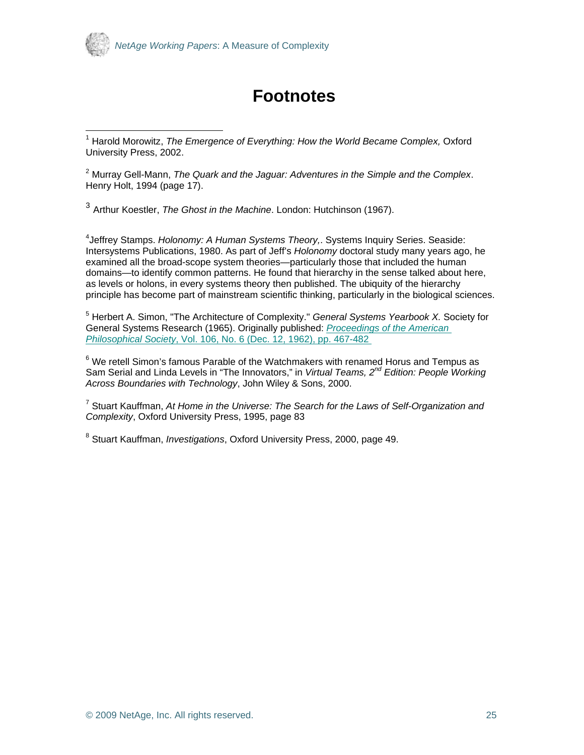# Footnotes

[1] Harold Morowitz, *The Emergence of Everything: How the World Became Complex,* Oxford University Press, 2002.

[2] Murray Gell-Mann, *The Quark and the Jaguar: Adventures in the Simple and the Complex*. Henry Holt, 1994 (page 17).

[3] Arthur Koestler, *The Ghost in the Machine*. London: Hutchinson (1967).

[4] Jeffrey Stamps. *Holonomy: A Human Systems Theory,*. Systems Inquiry Series. Seaside: Intersystems Publications, 1980. As part of Jeff's *Holonomy* doctoral study many years ago, he examined all the broad-scope system theories—particularly those that included the human domains—to identify common patterns. He found that hierarchy in the sense talked about here, as levels or holons, in every systems theory then published. The ubiquity of the hierarchy principle has become part of mainstream scientific thinking, particularly in the biological sciences.

[5] Herbert A. Simon, "The Architecture of Complexity." *General Systems Yearbook X.* Society for General Systems Research (1965). Originally published: *Proceedings of the American Philosophical Society*, Vol. 106, No. 6 (Dec. 12, 1962), pp. 467-482

[6] We retell Simon's famous Parable of the Watchmakers with renamed Horus and Tempus as Sam Serial and Linda Levels in "The Innovators," in *Virtual Teams, 2nd Edition: People Working Across Boundaries with Technology*, John Wiley & Sons, 2000.

[7] Stuart Kauffman, *At Home in the Universe: The Search for the Laws of Self-Organization and Complexity*, Oxford University Press, 1995, page 83

[8] Stuart Kauffman, *Investigations*, Oxford University Press, 2000, page 49.